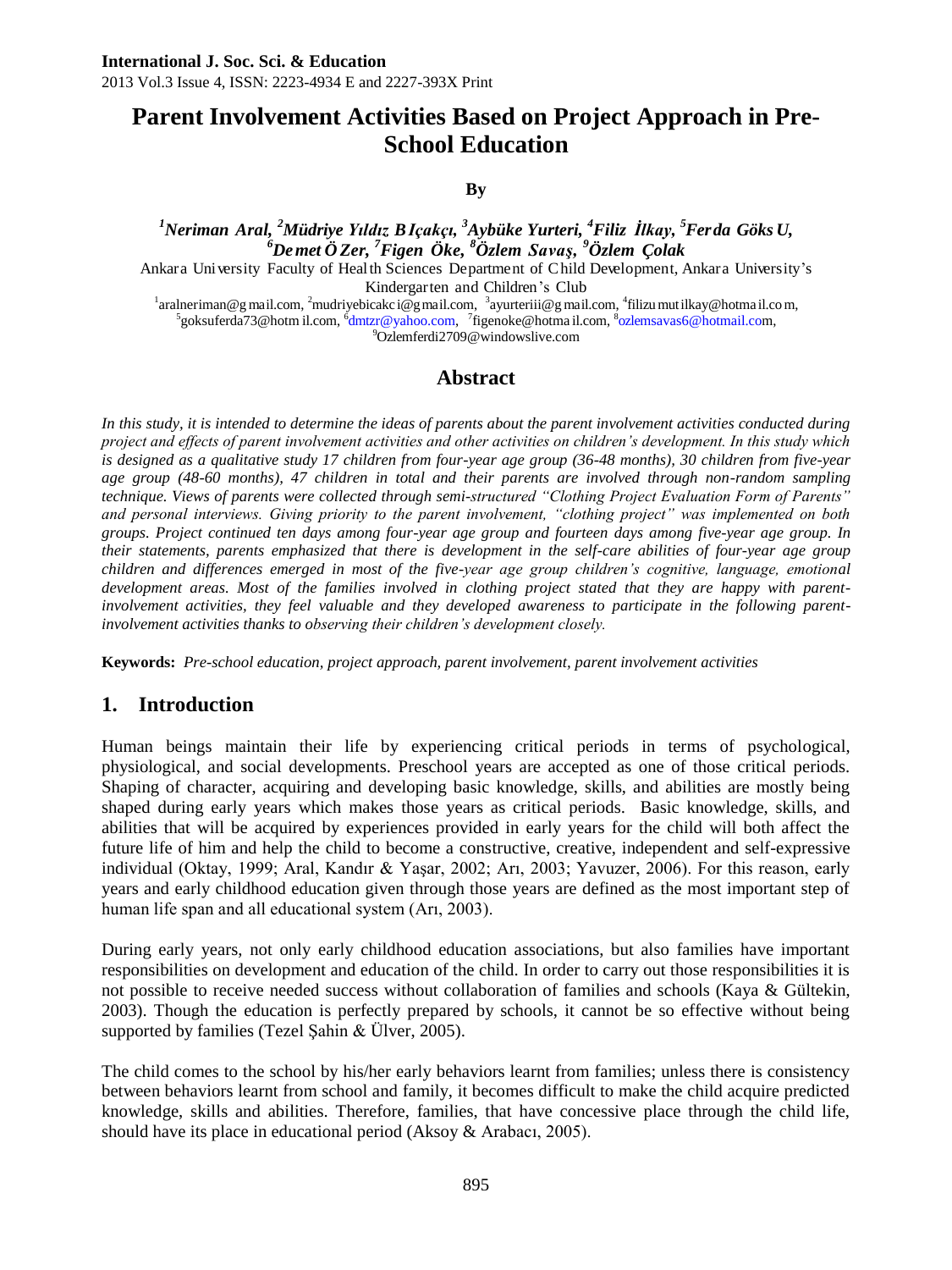**International J. Soc. Sci. & Education**
2013 Vol.3 Issue 4, ISSN: 2223-4934 E and 2227-393X Print

# Parent Involvement Activities Based on Project Approach in Pre-School Education

**By**

***[1]Neriman Aral, [2]Müdriye Yıldız BIçakçı, [3]Aybüke Yurteri, [4]Filiz İlkay, [5]Ferda Göks U, [6]Demet Ö Zer, [7]Figen Öke, [8]Özlem Savaş, [9]Özlem Çolak***

Ankara University Faculty of Health Sciences Department of Child Development, Ankara University's Kindergarten and Children's Club

[1]aralneriman@gmail.com, [2]mudriyebicakci@gmail.com, [3]ayurteriii@gmail.com, [4]filizumutilkay@hotmail.com, [5]goksuferda73@hotmil.com, [6]dmtzr@yahoo.com, [7]figenoke@hotmail.com, [8]ozlemsavas6@hotmail.com, [9]Ozlemferdi2709@windowslive.com

## Abstract

*In this study, it is intended to determine the ideas of parents about the parent involvement activities conducted during project and effects of parent involvement activities and other activities on children's development. In this study which is designed as a qualitative study 17 children from four-year age group (36-48 months), 30 children from five-year age group (48-60 months), 47 children in total and their parents are involved through non-random sampling technique. Views of parents were collected through semi-structured "Clothing Project Evaluation Form of Parents" and personal interviews. Giving priority to the parent involvement, "clothing project" was implemented on both groups. Project continued ten days among four-year age group and fourteen days among five-year age group. In their statements, parents emphasized that there is development in the self-care abilities of four-year age group children and differences emerged in most of the five-year age group children's cognitive, language, emotional development areas. Most of the families involved in clothing project stated that they are happy with parent-involvement activities, they feel valuable and they developed awareness to participate in the following parent-involvement activities thanks to observing their children's development closely.*

**Keywords:** *Pre-school education, project approach, parent involvement, parent involvement activities*

## 1. Introduction

Human beings maintain their life by experiencing critical periods in terms of psychological, physiological, and social developments. Preschool years are accepted as one of those critical periods. Shaping of character, acquiring and developing basic knowledge, skills, and abilities are mostly being shaped during early years which makes those years as critical periods. Basic knowledge, skills, and abilities that will be acquired by experiences provided in early years for the child will both affect the future life of him and help the child to become a constructive, creative, independent and self-expressive individual (Oktay, 1999; Aral, Kandır & Yaşar, 2002; Arı, 2003; Yavuzer, 2006). For this reason, early years and early childhood education given through those years are defined as the most important step of human life span and all educational system (Arı, 2003).

During early years, not only early childhood education associations, but also families have important responsibilities on development and education of the child. In order to carry out those responsibilities it is not possible to receive needed success without collaboration of families and schools (Kaya & Gültekin, 2003). Though the education is perfectly prepared by schools, it cannot be so effective without being supported by families (Tezel Şahin & Ülver, 2005).

The child comes to the school by his/her early behaviors learnt from families; unless there is consistency between behaviors learnt from school and family, it becomes difficult to make the child acquire predicted knowledge, skills and abilities. Therefore, families, that have concessive place through the child life, should have its place in educational period (Aksoy & Arabacı, 2005).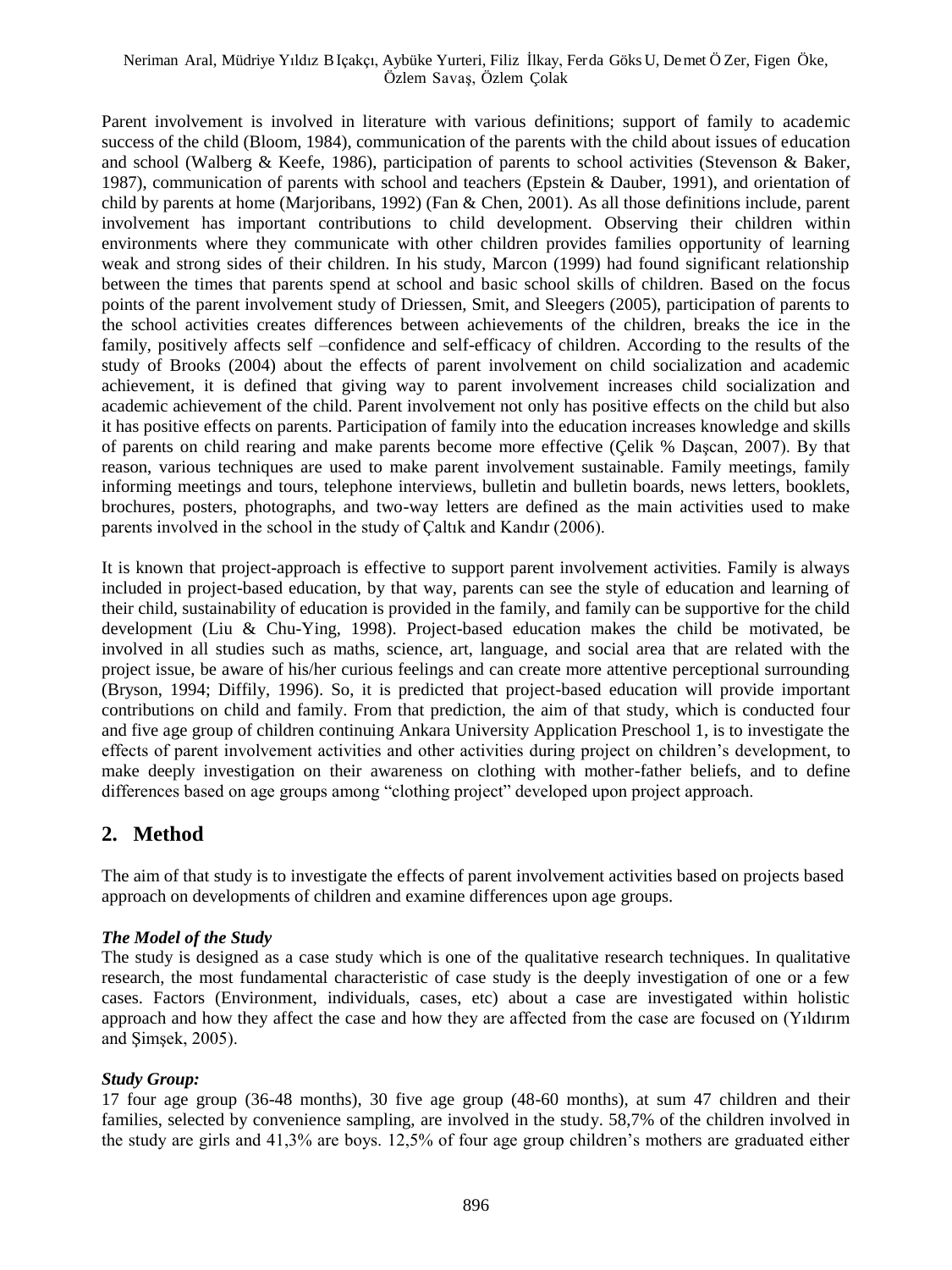Parent involvement is involved in literature with various definitions; support of family to academic success of the child (Bloom, 1984), communication of the parents with the child about issues of education and school (Walberg & Keefe, 1986), participation of parents to school activities (Stevenson & Baker, 1987), communication of parents with school and teachers (Epstein & Dauber, 1991), and orientation of child by parents at home (Marjoribans, 1992) (Fan & Chen, 2001). As all those definitions include, parent involvement has important contributions to child development. Observing their children within environments where they communicate with other children provides families opportunity of learning weak and strong sides of their children. In his study, Marcon (1999) had found significant relationship between the times that parents spend at school and basic school skills of children. Based on the focus points of the parent involvement study of Driessen, Smit, and Sleegers (2005), participation of parents to the school activities creates differences between achievements of the children, breaks the ice in the family, positively affects self –confidence and self-efficacy of children. According to the results of the study of Brooks (2004) about the effects of parent involvement on child socialization and academic achievement, it is defined that giving way to parent involvement increases child socialization and academic achievement of the child. Parent involvement not only has positive effects on the child but also it has positive effects on parents. Participation of family into the education increases knowledge and skills of parents on child rearing and make parents become more effective (Çelik % Daşcan, 2007). By that reason, various techniques are used to make parent involvement sustainable. Family meetings, family informing meetings and tours, telephone interviews, bulletin and bulletin boards, news letters, booklets, brochures, posters, photographs, and two-way letters are defined as the main activities used to make parents involved in the school in the study of Çaltık and Kandır (2006).

It is known that project-approach is effective to support parent involvement activities. Family is always included in project-based education, by that way, parents can see the style of education and learning of their child, sustainability of education is provided in the family, and family can be supportive for the child development (Liu & Chu-Ying, 1998). Project-based education makes the child be motivated, be involved in all studies such as maths, science, art, language, and social area that are related with the project issue, be aware of his/her curious feelings and can create more attentive perceptional surrounding (Bryson, 1994; Diffily, 1996). So, it is predicted that project-based education will provide important contributions on child and family. From that prediction, the aim of that study, which is conducted four and five age group of children continuing Ankara University Application Preschool 1, is to investigate the effects of parent involvement activities and other activities during project on children's development, to make deeply investigation on their awareness on clothing with mother-father beliefs, and to define differences based on age groups among "clothing project" developed upon project approach.

## 2. Method

The aim of that study is to investigate the effects of parent involvement activities based on projects based approach on developments of children and examine differences upon age groups.

***The Model of the Study***

The study is designed as a case study which is one of the qualitative research techniques. In qualitative research, the most fundamental characteristic of case study is the deeply investigation of one or a few cases. Factors (Environment, individuals, cases, etc) about a case are investigated within holistic approach and how they affect the case and how they are affected from the case are focused on (Yıldırım and Şimşek, 2005).

***Study Group:***

17 four age group (36-48 months), 30 five age group (48-60 months), at sum 47 children and their families, selected by convenience sampling, are involved in the study. 58,7% of the children involved in the study are girls and 41,3% are boys. 12,5% of four age group children's mothers are graduated either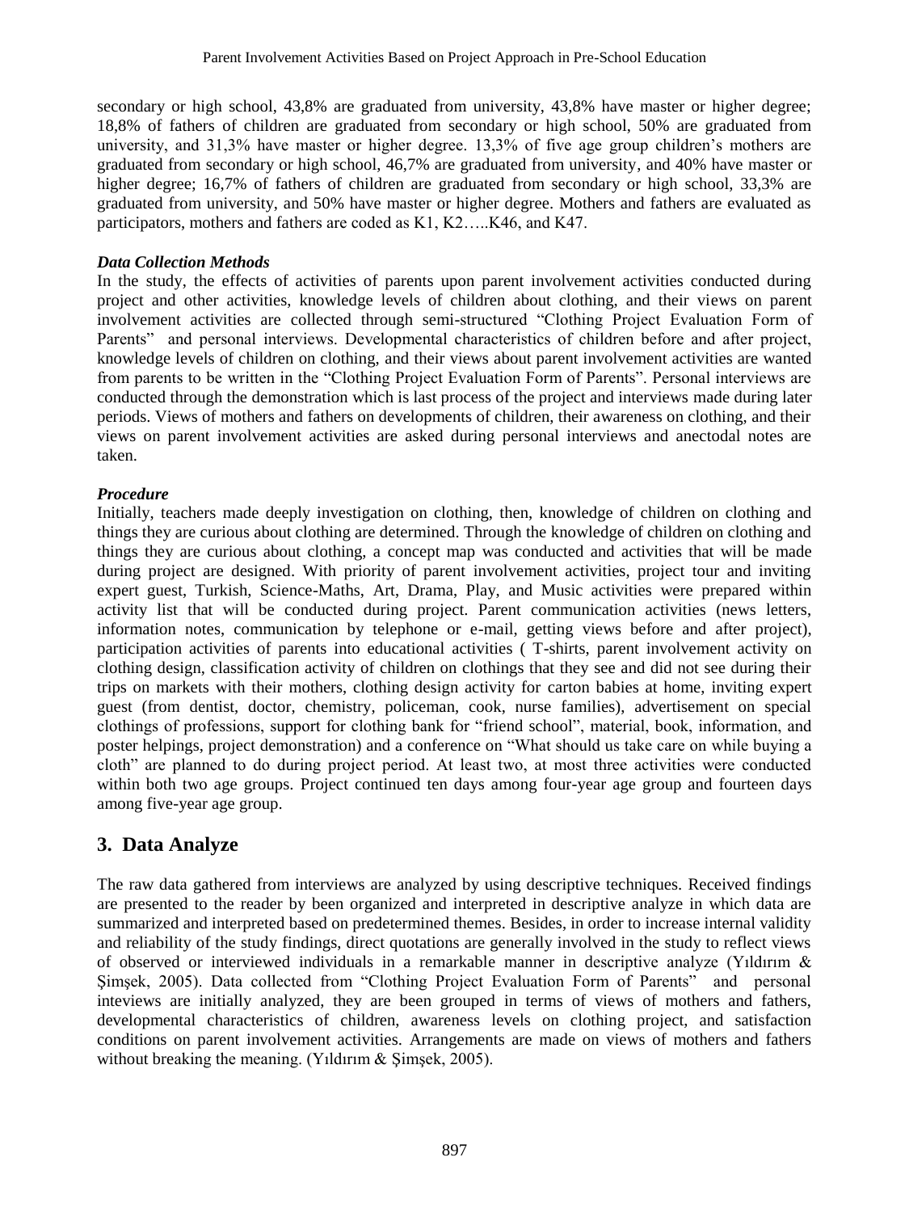secondary or high school, 43,8% are graduated from university, 43,8% have master or higher degree; 18,8% of fathers of children are graduated from secondary or high school, 50% are graduated from university, and 31,3% have master or higher degree. 13,3% of five age group children's mothers are graduated from secondary or high school, 46,7% are graduated from university, and 40% have master or higher degree; 16,7% of fathers of children are graduated from secondary or high school, 33,3% are graduated from university, and 50% have master or higher degree. Mothers and fathers are evaluated as participators, mothers and fathers are coded as K1, K2…..K46, and K47.

### *Data Collection Methods*

In the study, the effects of activities of parents upon parent involvement activities conducted during project and other activities, knowledge levels of children about clothing, and their views on parent involvement activities are collected through semi-structured "Clothing Project Evaluation Form of Parents" and personal interviews. Developmental characteristics of children before and after project, knowledge levels of children on clothing, and their views about parent involvement activities are wanted from parents to be written in the "Clothing Project Evaluation Form of Parents". Personal interviews are conducted through the demonstration which is last process of the project and interviews made during later periods. Views of mothers and fathers on developments of children, their awareness on clothing, and their views on parent involvement activities are asked during personal interviews and anectodal notes are taken.

### *Procedure*

Initially, teachers made deeply investigation on clothing, then, knowledge of children on clothing and things they are curious about clothing are determined. Through the knowledge of children on clothing and things they are curious about clothing, a concept map was conducted and activities that will be made during project are designed. With priority of parent involvement activities, project tour and inviting expert guest, Turkish, Science-Maths, Art, Drama, Play, and Music activities were prepared within activity list that will be conducted during project. Parent communication activities (news letters, information notes, communication by telephone or e-mail, getting views before and after project), participation activities of parents into educational activities ( T-shirts, parent involvement activity on clothing design, classification activity of children on clothings that they see and did not see during their trips on markets with their mothers, clothing design activity for carton babies at home, inviting expert guest (from dentist, doctor, chemistry, policeman, cook, nurse families), advertisement on special clothings of professions, support for clothing bank for "friend school", material, book, information, and poster helpings, project demonstration) and a conference on "What should us take care on while buying a cloth" are planned to do during project period. At least two, at most three activities were conducted within both two age groups. Project continued ten days among four-year age group and fourteen days among five-year age group.

## 3. Data Analyze

The raw data gathered from interviews are analyzed by using descriptive techniques. Received findings are presented to the reader by been organized and interpreted in descriptive analyze in which data are summarized and interpreted based on predetermined themes. Besides, in order to increase internal validity and reliability of the study findings, direct quotations are generally involved in the study to reflect views of observed or interviewed individuals in a remarkable manner in descriptive analyze (Yıldırım & Şimşek, 2005). Data collected from "Clothing Project Evaluation Form of Parents" and personal inteviews are initially analyzed, they are been grouped in terms of views of mothers and fathers, developmental characteristics of children, awareness levels on clothing project, and satisfaction conditions on parent involvement activities. Arrangements are made on views of mothers and fathers without breaking the meaning. (Yıldırım & Şimşek, 2005).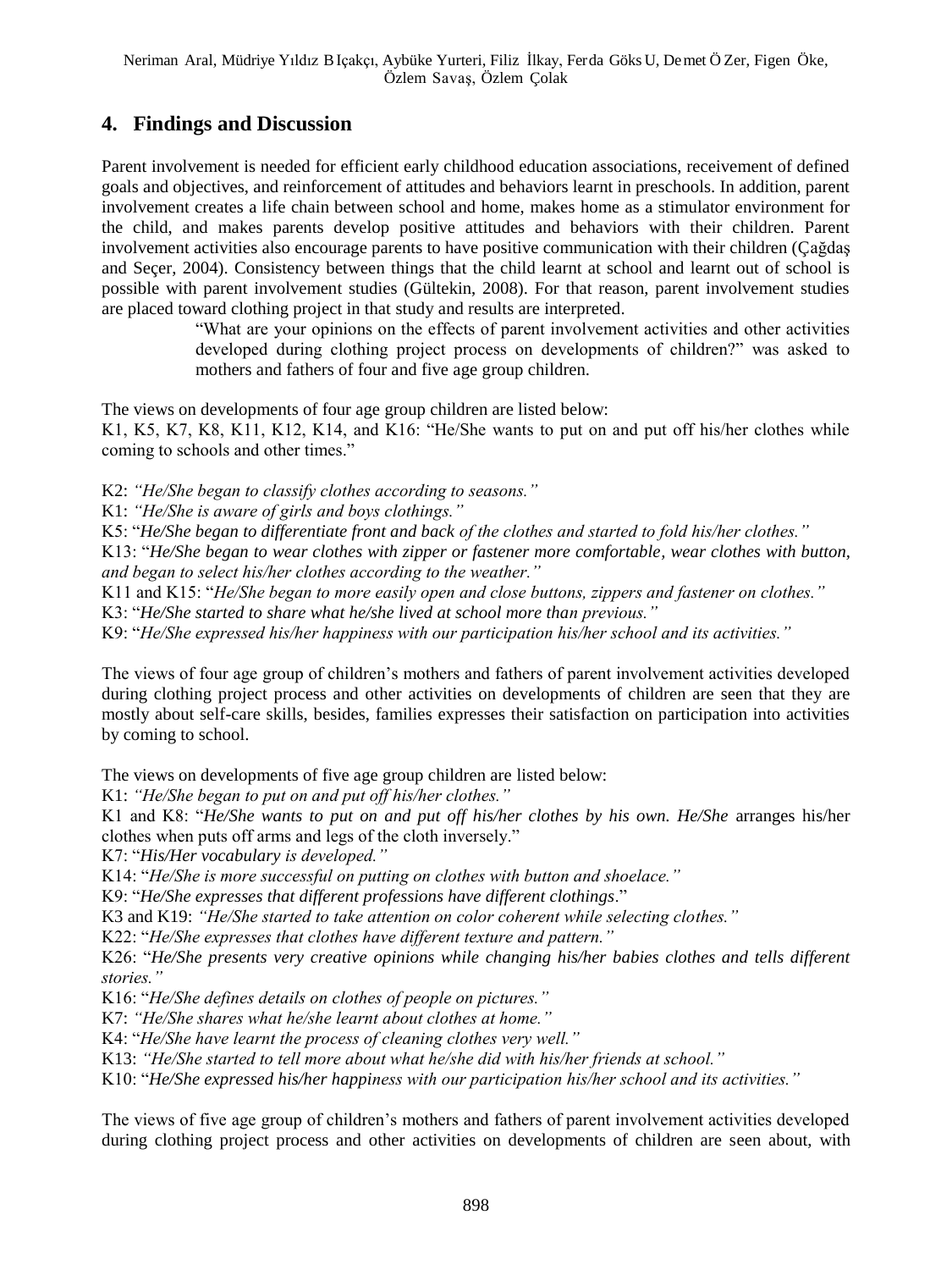## 4. Findings and Discussion

Parent involvement is needed for efficient early childhood education associations, receivement of defined goals and objectives, and reinforcement of attitudes and behaviors learnt in preschools. In addition, parent involvement creates a life chain between school and home, makes home as a stimulator environment for the child, and makes parents develop positive attitudes and behaviors with their children. Parent involvement activities also encourage parents to have positive communication with their children (Çağdaş and Seçer, 2004). Consistency between things that the child learnt at school and learnt out of school is possible with parent involvement studies (Gültekin, 2008). For that reason, parent involvement studies are placed toward clothing project in that study and results are interpreted.

> "What are your opinions on the effects of parent involvement activities and other activities developed during clothing project process on developments of children?" was asked to mothers and fathers of four and five age group children.

The views on developments of four age group children are listed below:
K1, K5, K7, K8, K11, K12, K14, and K16: "He/She wants to put on and put off his/her clothes while coming to schools and other times."

K2: *"He/She began to classify clothes according to seasons."*
K1: *"He/She is aware of girls and boys clothings."*
K5: "*He/She began to differentiate front and back of the clothes and started to fold his/her clothes.*"
K13: "*He/She began to wear clothes with zipper or fastener more comfortable, wear clothes with button, and began to select his/her clothes according to the weather.*"
K11 and K15: "*He/She began to more easily open and close buttons, zippers and fastener on clothes.*"
K3: "*He/She started to share what he/she lived at school more than previous.*"
K9: "*He/She expressed his/her happiness with our participation his/her school and its activities.*"

The views of four age group of children's mothers and fathers of parent involvement activities developed during clothing project process and other activities on developments of children are seen that they are mostly about self-care skills, besides, families expresses their satisfaction on participation into activities by coming to school.

The views on developments of five age group children are listed below:
K1: *"He/She began to put on and put off his/her clothes."*
K1 and K8: "*He/She wants to put on and put off his/her clothes by his own. He/She* arranges his/her clothes when puts off arms and legs of the cloth inversely."
K7: "*His/Her vocabulary is developed.*"
K14: "*He/She is more successful on putting on clothes with button and shoelace.*"
K9: "*He/She expresses that different professions have different clothings*."
K3 and K19: *"He/She started to take attention on color coherent while selecting clothes."*
K22: "*He/She expresses that clothes have different texture and pattern.*"
K26: "*He/She presents very creative opinions while changing his/her babies clothes and tells different stories.*"
K16: "*He/She defines details on clothes of people on pictures.*"
K7: *"He/She shares what he/she learnt about clothes at home."*
K4: "*He/She have learnt the process of cleaning clothes very well.*"
K13: *"He/She started to tell more about what he/she did with his/her friends at school."*
K10: "*He/She expressed his/her happiness with our participation his/her school and its activities.*"

The views of five age group of children's mothers and fathers of parent involvement activities developed during clothing project process and other activities on developments of children are seen about, with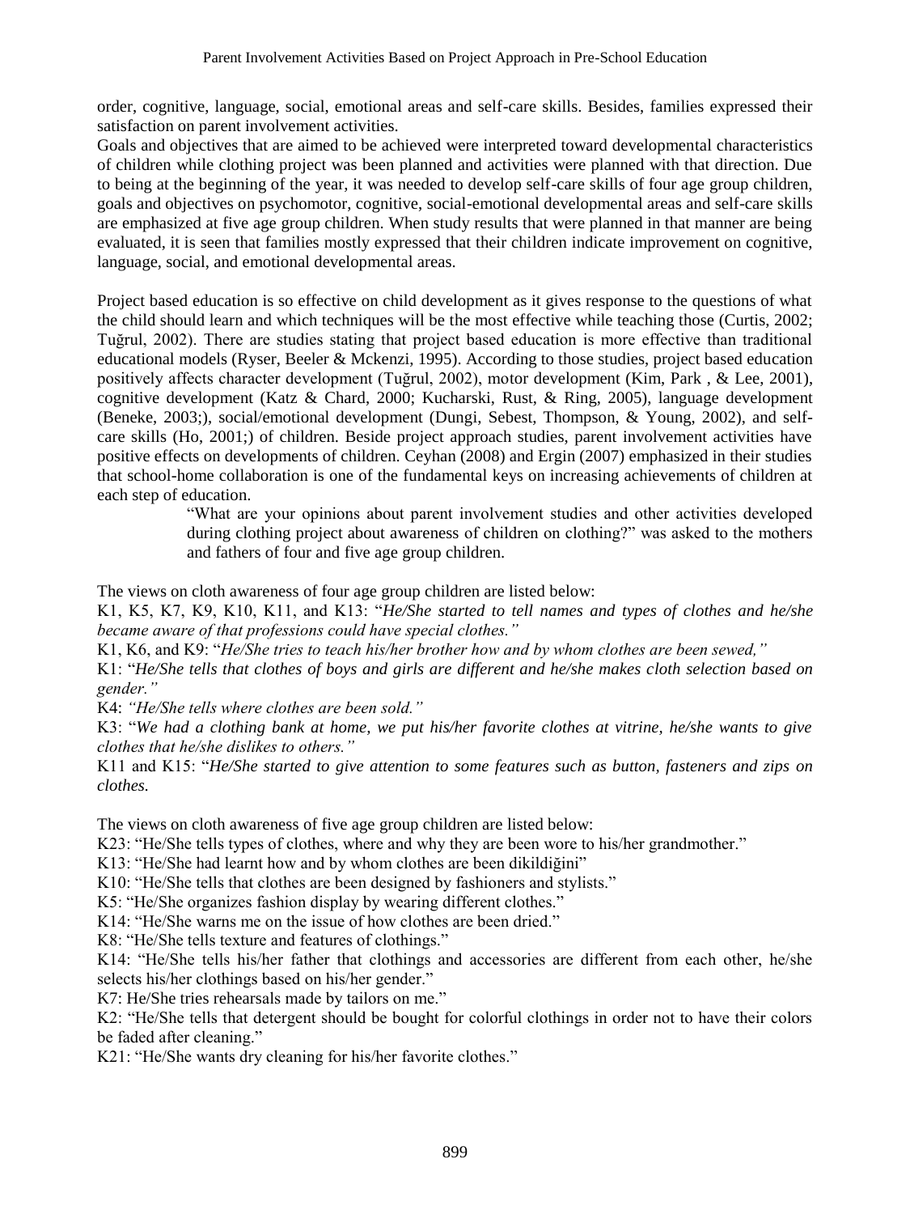order, cognitive, language, social, emotional areas and self-care skills. Besides, families expressed their satisfaction on parent involvement activities.

Goals and objectives that are aimed to be achieved were interpreted toward developmental characteristics of children while clothing project was been planned and activities were planned with that direction. Due to being at the beginning of the year, it was needed to develop self-care skills of four age group children, goals and objectives on psychomotor, cognitive, social-emotional developmental areas and self-care skills are emphasized at five age group children. When study results that were planned in that manner are being evaluated, it is seen that families mostly expressed that their children indicate improvement on cognitive, language, social, and emotional developmental areas.

Project based education is so effective on child development as it gives response to the questions of what the child should learn and which techniques will be the most effective while teaching those (Curtis, 2002; Tuğrul, 2002). There are studies stating that project based education is more effective than traditional educational models (Ryser, Beeler & Mckenzi, 1995). According to those studies, project based education positively affects character development (Tuğrul, 2002), motor development (Kim, Park , & Lee, 2001), cognitive development (Katz & Chard, 2000; Kucharski, Rust, & Ring, 2005), language development (Beneke, 2003;), social/emotional development (Dungi, Sebest, Thompson, & Young, 2002), and self-care skills (Ho, 2001;) of children. Beside project approach studies, parent involvement activities have positive effects on developments of children. Ceyhan (2008) and Ergin (2007) emphasized in their studies that school-home collaboration is one of the fundamental keys on increasing achievements of children at each step of education.

> "What are your opinions about parent involvement studies and other activities developed during clothing project about awareness of children on clothing?" was asked to the mothers and fathers of four and five age group children.

The views on cloth awareness of four age group children are listed below:

K1, K5, K7, K9, K10, K11, and K13: "*He/She started to tell names and types of clothes and he/she became aware of that professions could have special clothes.*"

K1, K6, and K9: "*He/She tries to teach his/her brother how and by whom clothes are been sewed,*"

K1: "*He/She tells that clothes of boys and girls are different and he/she makes cloth selection based on gender.*"

K4: *"He/She tells where clothes are been sold."*

K3: "*We had a clothing bank at home, we put his/her favorite clothes at vitrine, he/she wants to give clothes that he/she dislikes to others.*"

K11 and K15: "*He/She started to give attention to some features such as button, fasteners and zips on clothes.*

The views on cloth awareness of five age group children are listed below:

K23: "He/She tells types of clothes, where and why they are been wore to his/her grandmother."

K13: "He/She had learnt how and by whom clothes are been dikildiğini"

K10: "He/She tells that clothes are been designed by fashioners and stylists."

K5: "He/She organizes fashion display by wearing different clothes."

K14: "He/She warns me on the issue of how clothes are been dried."

K8: "He/She tells texture and features of clothings."

K14: "He/She tells his/her father that clothings and accessories are different from each other, he/she selects his/her clothings based on his/her gender."

K7: He/She tries rehearsals made by tailors on me."

K2: "He/She tells that detergent should be bought for colorful clothings in order not to have their colors be faded after cleaning."

K21: "He/She wants dry cleaning for his/her favorite clothes."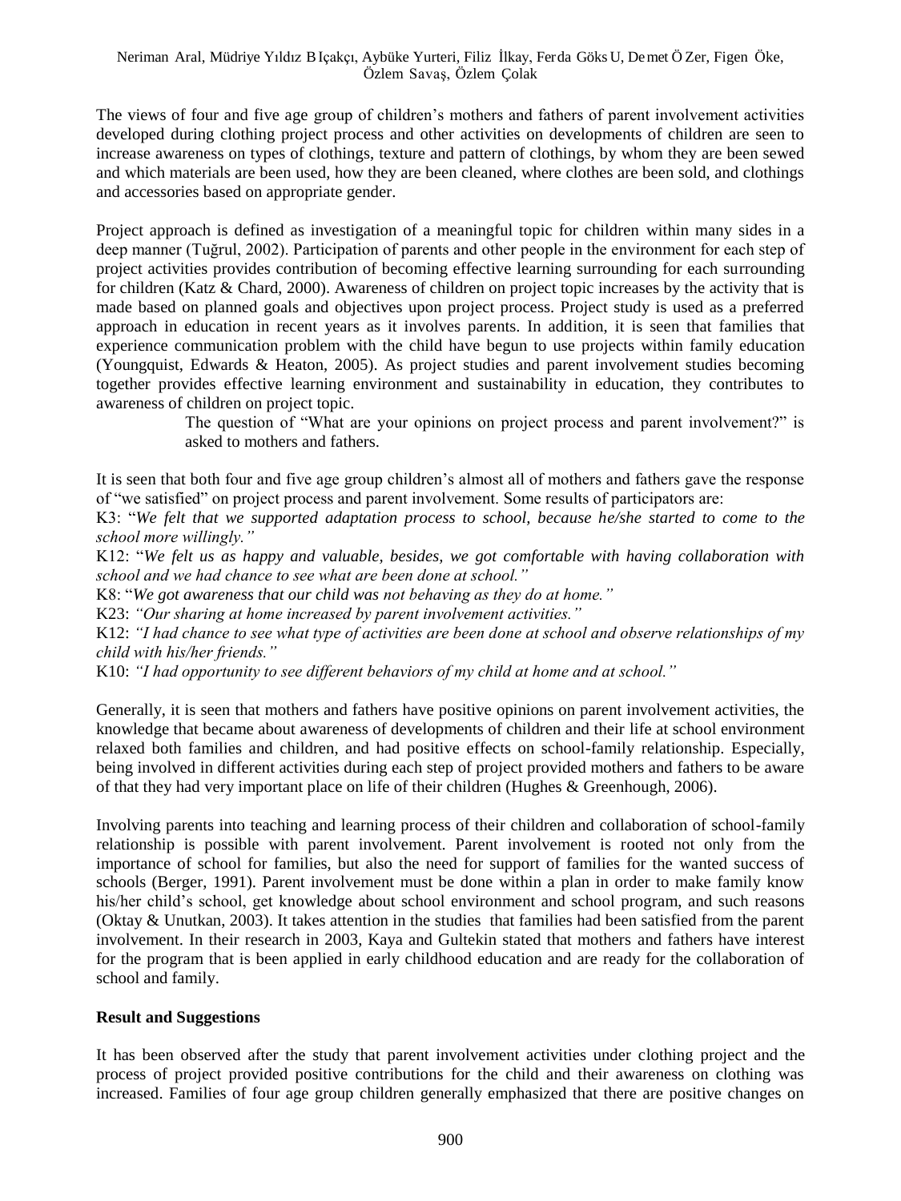The views of four and five age group of children's mothers and fathers of parent involvement activities developed during clothing project process and other activities on developments of children are seen to increase awareness on types of clothings, texture and pattern of clothings, by whom they are been sewed and which materials are been used, how they are been cleaned, where clothes are been sold, and clothings and accessories based on appropriate gender.

Project approach is defined as investigation of a meaningful topic for children within many sides in a deep manner (Tuğrul, 2002). Participation of parents and other people in the environment for each step of project activities provides contribution of becoming effective learning surrounding for each surrounding for children (Katz & Chard, 2000). Awareness of children on project topic increases by the activity that is made based on planned goals and objectives upon project process. Project study is used as a preferred approach in education in recent years as it involves parents. In addition, it is seen that families that experience communication problem with the child have begun to use projects within family education (Youngquist, Edwards & Heaton, 2005). As project studies and parent involvement studies becoming together provides effective learning environment and sustainability in education, they contributes to awareness of children on project topic.

> The question of "What are your opinions on project process and parent involvement?" is asked to mothers and fathers.

It is seen that both four and five age group children's almost all of mothers and fathers gave the response of "we satisfied" on project process and parent involvement. Some results of participators are:

K3: "*We felt that we supported adaptation process to school, because he/she started to come to the school more willingly.*"

K12: "*We felt us as happy and valuable, besides, we got comfortable with having collaboration with school and we had chance to see what are been done at school.*"

K8: "*We got awareness that our child was not behaving as they do at home.*"

K23: *"Our sharing at home increased by parent involvement activities."*

K12: *"I had chance to see what type of activities are been done at school and observe relationships of my child with his/her friends."*

K10: *"I had opportunity to see different behaviors of my child at home and at school."*

Generally, it is seen that mothers and fathers have positive opinions on parent involvement activities, the knowledge that became about awareness of developments of children and their life at school environment relaxed both families and children, and had positive effects on school-family relationship. Especially, being involved in different activities during each step of project provided mothers and fathers to be aware of that they had very important place on life of their children (Hughes & Greenhough, 2006).

Involving parents into teaching and learning process of their children and collaboration of school-family relationship is possible with parent involvement. Parent involvement is rooted not only from the importance of school for families, but also the need for support of families for the wanted success of schools (Berger, 1991). Parent involvement must be done within a plan in order to make family know his/her child's school, get knowledge about school environment and school program, and such reasons (Oktay & Unutkan, 2003). It takes attention in the studies that families had been satisfied from the parent involvement. In their research in 2003, Kaya and Gultekin stated that mothers and fathers have interest for the program that is been applied in early childhood education and are ready for the collaboration of school and family.

## Result and Suggestions

It has been observed after the study that parent involvement activities under clothing project and the process of project provided positive contributions for the child and their awareness on clothing was increased. Families of four age group children generally emphasized that there are positive changes on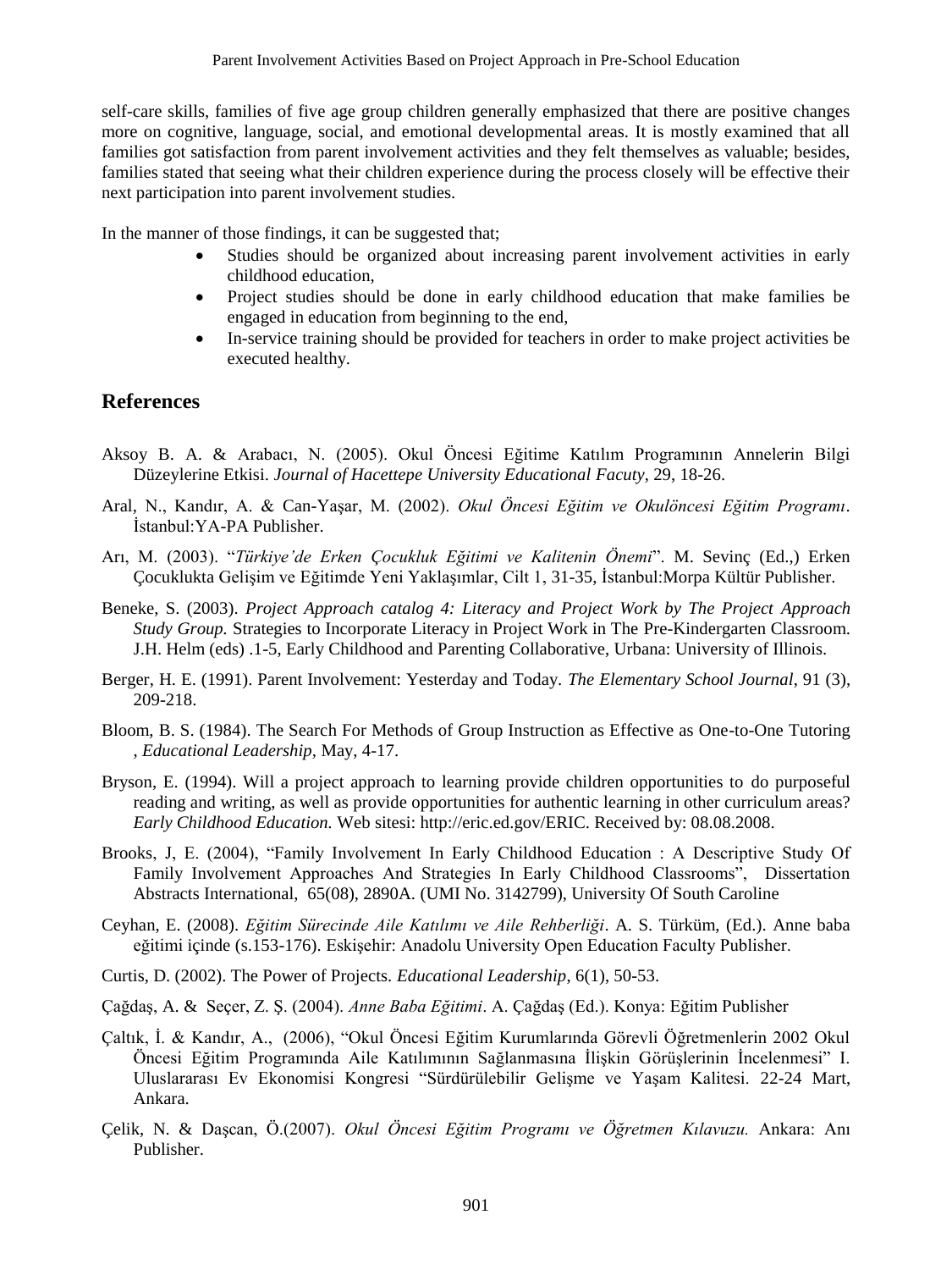self-care skills, families of five age group children generally emphasized that there are positive changes more on cognitive, language, social, and emotional developmental areas. It is mostly examined that all families got satisfaction from parent involvement activities and they felt themselves as valuable; besides, families stated that seeing what their children experience during the process closely will be effective their next participation into parent involvement studies.

In the manner of those findings, it can be suggested that;

- Studies should be organized about increasing parent involvement activities in early childhood education,
- Project studies should be done in early childhood education that make families be engaged in education from beginning to the end,
- In-service training should be provided for teachers in order to make project activities be executed healthy.

## References

Aksoy B. A. & Arabacı, N. (2005). Okul Öncesi Eğitime Katılım Programının Annelerin Bilgi Düzeylerine Etkisi. *Journal of Hacettepe University Educational Facuty*, 29, 18-26.

Aral, N., Kandır, A. & Can-Yaşar, M. (2002). *Okul Öncesi Eğitim ve Okulöncesi Eğitim Programı*. İstanbul:YA-PA Publisher.

Arı, M. (2003). "*Türkiye'de Erken Çocukluk Eğitimi ve Kalitenin Önemi*". M. Sevinç (Ed.,) Erken Çocuklukta Gelişim ve Eğitimde Yeni Yaklaşımlar, Cilt 1, 31-35, İstanbul:Morpa Kültür Publisher.

Beneke, S. (2003). *Project Approach catalog 4: Literacy and Project Work by The Project Approach Study Group.* Strategies to Incorporate Literacy in Project Work in The Pre-Kindergarten Classroom. J.H. Helm (eds) .1-5, Early Childhood and Parenting Collaborative, Urbana: University of Illinois.

Berger, H. E. (1991). Parent Involvement: Yesterday and Today. *The Elementary School Journal*, 91 (3), 209-218.

Bloom, B. S. (1984). The Search For Methods of Group Instruction as Effective as One-to-One Tutoring , *Educational Leadership*, May, 4-17.

Bryson, E. (1994). Will a project approach to learning provide children opportunities to do purposeful reading and writing, as well as provide opportunities for authentic learning in other curriculum areas? *Early Childhood Education.* Web sitesi: http://eric.ed.gov/ERIC. Received by: 08.08.2008.

Brooks, J, E. (2004), "Family Involvement In Early Childhood Education : A Descriptive Study Of Family Involvement Approaches And Strategies In Early Childhood Classrooms", Dissertation Abstracts International, 65(08), 2890A. (UMI No. 3142799), University Of South Caroline

Ceyhan, E. (2008). *Eğitim Sürecinde Aile Katılımı ve Aile Rehberliği*. A. S. Türküm, (Ed.). Anne baba eğitimi içinde (s.153-176). Eskişehir: Anadolu University Open Education Faculty Publisher.

Curtis, D. (2002). The Power of Projects. *Educational Leadership*, 6(1), 50-53.

Çağdaş, A. & Seçer, Z. Ş. (2004). *Anne Baba Eğitimi*. A. Çağdaş (Ed.). Konya: Eğitim Publisher

Çaltık, İ. & Kandır, A., (2006), "Okul Öncesi Eğitim Kurumlarında Görevli Öğretmenlerin 2002 Okul Öncesi Eğitim Programında Aile Katılımının Sağlanmasına İlişkin Görüşlerinin İncelenmesi" I. Uluslararası Ev Ekonomisi Kongresi "Sürdürülebilir Gelişme ve Yaşam Kalitesi. 22-24 Mart, Ankara.

Çelik, N. & Daşcan, Ö.(2007). *Okul Öncesi Eğitim Programı ve Öğretmen Kılavuzu.* Ankara: Anı Publisher.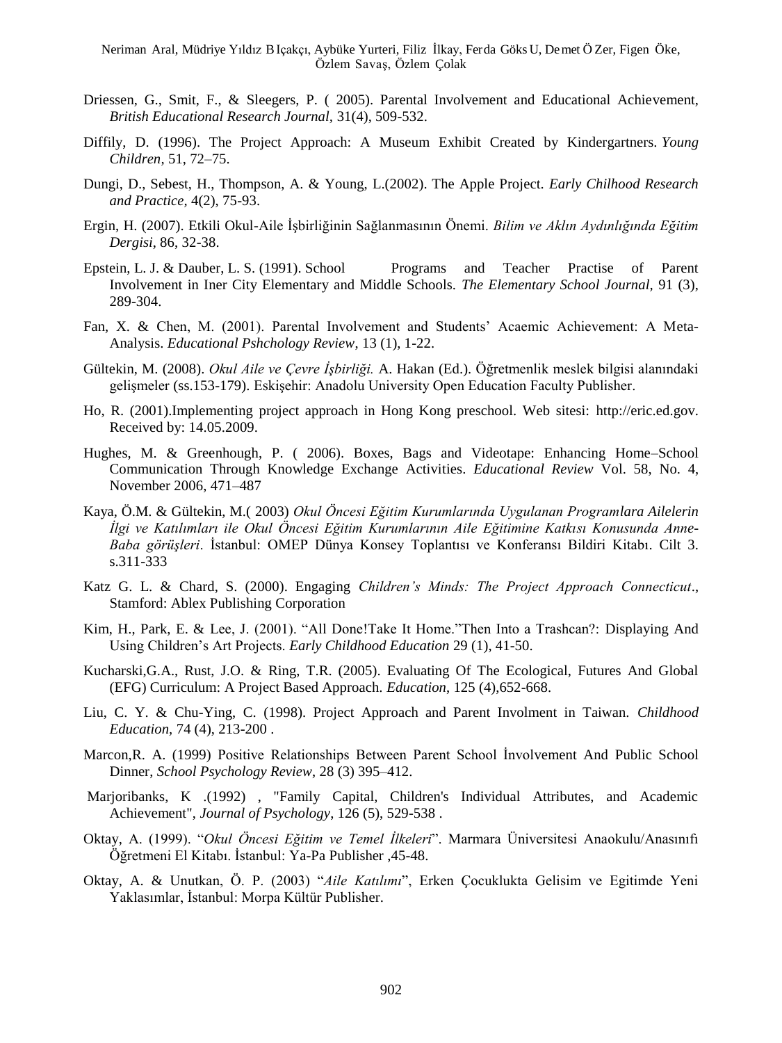Driessen, G., Smit, F., & Sleegers, P. ( 2005). Parental Involvement and Educational Achievement, *British Educational Research Journal,* 31(4), 509-532.

Diffily, D. (1996). The Project Approach: A Museum Exhibit Created by Kindergartners. *Young Children*, 51, 72–75.

Dungi, D., Sebest, H., Thompson, A. & Young, L.(2002). The Apple Project. *Early Chilhood Research and Practice*, 4(2), 75-93.

Ergin, H. (2007). Etkili Okul-Aile İşbirliğinin Sağlanmasının Önemi. *Bilim ve Aklın Aydınlığında Eğitim Dergisi*, 86, 32-38.

Epstein, L. J. & Dauber, L. S. (1991). School Programs and Teacher Practise of Parent Involvement in Iner City Elementary and Middle Schools. *The Elementary School Journal,* 91 (3), 289-304.

Fan, X. & Chen, M. (2001). Parental Involvement and Students' Acaemic Achievement: A Meta-Analysis. *Educational Pshchology Review*, 13 (1), 1-22.

Gültekin, M. (2008). *Okul Aile ve Çevre İşbirliği.* A. Hakan (Ed.). Öğretmenlik meslek bilgisi alanındaki gelişmeler (ss.153-179). Eskişehir: Anadolu University Open Education Faculty Publisher.

Ho, R. (2001).Implementing project approach in Hong Kong preschool. Web sitesi: http://eric.ed.gov. Received by: 14.05.2009.

Hughes, M. & Greenhough, P. ( 2006). Boxes, Bags and Videotape: Enhancing Home–School Communication Through Knowledge Exchange Activities. *Educational Review* Vol. 58, No. 4, November 2006, 471–487

Kaya, Ö.M. & Gültekin, M.( 2003) *Okul Öncesi Eğitim Kurumlarında Uygulanan Programlara Ailelerin İlgi ve Katılımları ile Okul Öncesi Eğitim Kurumlarının Aile Eğitimine Katkısı Konusunda Anne-Baba görüşleri*. İstanbul: OMEP Dünya Konsey Toplantısı ve Konferansı Bildiri Kitabı. Cilt 3. s.311-333

Katz G. L. & Chard, S. (2000). Engaging *Children's Minds: The Project Approach Connecticut*., Stamford: Ablex Publishing Corporation

Kim, H., Park, E. & Lee, J. (2001). "All Done!Take It Home."Then Into a Trashcan?: Displaying And Using Children's Art Projects. *Early Childhood Education* 29 (1), 41-50.

Kucharski,G.A., Rust, J.O. & Ring, T.R. (2005). Evaluating Of The Ecological, Futures And Global (EFG) Curriculum: A Project Based Approach. *Education,* 125 (4),652-668.

Liu, C. Y. & Chu-Ying, C. (1998). Project Approach and Parent Involment in Taiwan. *Childhood Education*, 74 (4), 213-200 .

Marcon,R. A. (1999) Positive Relationships Between Parent School İnvolvement And Public School Dinner, *School Psychology Review*, 28 (3) 395–412.

Marjoribanks, K .(1992) , "Family Capital, Children's Individual Attributes, and Academic Achievement", *Journal of Psychology*, 126 (5), 529-538 .

Oktay, A. (1999). "*Okul Öncesi Eğitim ve Temel İlkeleri*". Marmara Üniversitesi Anaokulu/Anasınıfı Öğretmeni El Kitabı. İstanbul: Ya-Pa Publisher ,45-48.

Oktay, A. & Unutkan, Ö. P. (2003) "*Aile Katılımı*", Erken Çocuklukta Gelisim ve Egitimde Yeni Yaklasımlar, İstanbul: Morpa Kültür Publisher.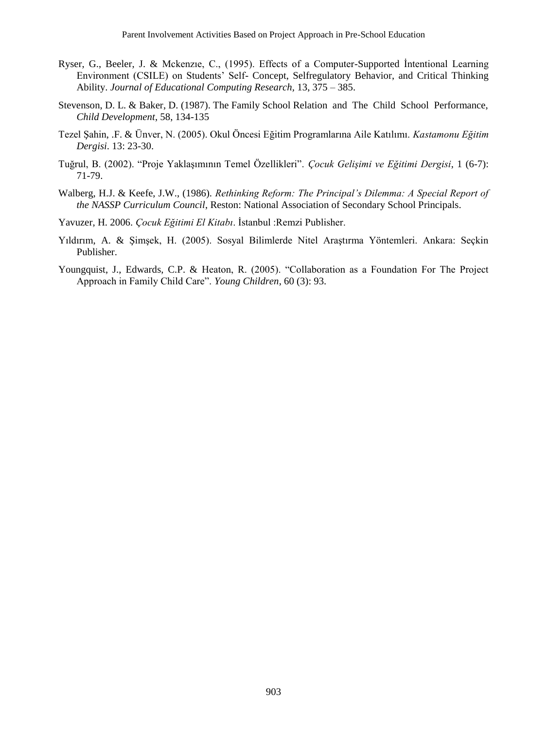Ryser, G., Beeler, J. & Mckenzıe, C., (1995). Effects of a Computer-Supported İntentional Learning Environment (CSILE) on Students' Self- Concept, Selfregulatory Behavior, and Critical Thinking Ability. *Journal of Educational Computing Research*, 13, 375 – 385.

Stevenson, D. L. & Baker, D. (1987). The Family School Relation and The Child School Performance, *Child Development*, 58, 134-135

Tezel Şahin, .F. & Ünver, N. (2005). Okul Öncesi Eğitim Programlarına Aile Katılımı. *Kastamonu Eğitim Dergisi*. 13: 23-30.

Tuğrul, B. (2002). "Proje Yaklaşımının Temel Özellikleri". *Çocuk Gelişimi ve Eğitimi Dergisi*, 1 (6-7): 71-79.

Walberg, H.J. & Keefe, J.W., (1986). *Rethinking Reform: The Principal's Dilemma: A Special Report of the NASSP Curriculum Council*, Reston: National Association of Secondary School Principals.

Yavuzer, H. 2006. *Çocuk Eğitimi El Kitabı*. İstanbul :Remzi Publisher.

Yıldırım, A. & Şimşek, H. (2005). Sosyal Bilimlerde Nitel Araştırma Yöntemleri. Ankara: Seçkin Publisher.

Youngquist, J., Edwards, C.P. & Heaton, R. (2005). "Collaboration as a Foundation For The Project Approach in Family Child Care". *Young Children*, 60 (3): 93.